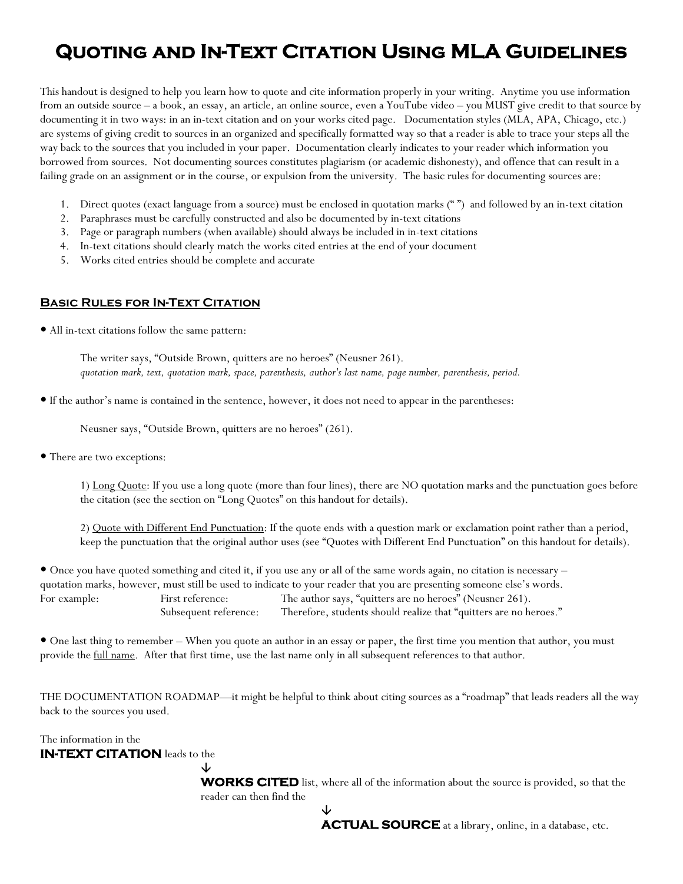# Quoting and In-Text Citation Using MLA Guidelines

This handout is designed to help you learn how to quote and cite information properly in your writing. Anytime you use information from an outside source – a book, an essay, an article, an online source, even a YouTube video – you MUST give credit to that source by documenting it in two ways: in an in-text citation and on your works cited page. Documentation styles (MLA, APA, Chicago, etc.) are systems of giving credit to sources in an organized and specifically formatted way so that a reader is able to trace your steps all the way back to the sources that you included in your paper. Documentation clearly indicates to your reader which information you borrowed from sources. Not documenting sources constitutes plagiarism (or academic dishonesty), and offence that can result in a failing grade on an assignment or in the course, or expulsion from the university. The basic rules for documenting sources are:

1. Direct quotes (exact language from a source) must be enclosed in quotation marks (" ") and followed by an in-text citation
2. Paraphrases must be carefully constructed and also be documented by in-text citations
3. Page or paragraph numbers (when available) should always be included in in-text citations
4. In-text citations should clearly match the works cited entries at the end of your document
5. Works cited entries should be complete and accurate

## Basic Rules for In-Text Citation

• All in-text citations follow the same pattern:

> The writer says, "Outside Brown, quitters are no heroes" (Neusner 261).
> *quotation mark, text, quotation mark, space, parenthesis, author's last name, page number, parenthesis, period.*

• If the author's name is contained in the sentence, however, it does not need to appear in the parentheses:

> Neusner says, "Outside Brown, quitters are no heroes" (261).

• There are two exceptions:

> 1) Long Quote: If you use a long quote (more than four lines), there are NO quotation marks and the punctuation goes before the citation (see the section on "Long Quotes" on this handout for details).
>
> 2) Quote with Different End Punctuation: If the quote ends with a question mark or exclamation point rather than a period, keep the punctuation that the original author uses (see "Quotes with Different End Punctuation" on this handout for details).

• Once you have quoted something and cited it, if you use any or all of the same words again, no citation is necessary – quotation marks, however, must still be used to indicate to your reader that you are presenting someone else's words.

For example:
- First reference: The author says, "quitters are no heroes" (Neusner 261).
- Subsequent reference: Therefore, students should realize that "quitters are no heroes."

• One last thing to remember – When you quote an author in an essay or paper, the first time you mention that author, you must provide the full name. After that first time, use the last name only in all subsequent references to that author.

THE DOCUMENTATION ROADMAP—it might be helpful to think about citing sources as a "roadmap" that leads readers all the way back to the sources you used.

The information in the
**IN-TEXT CITATION** leads to the
↓
**WORKS CITED** list, where all of the information about the source is provided, so that the reader can then find the
↓
**ACTUAL SOURCE** at a library, online, in a database, etc.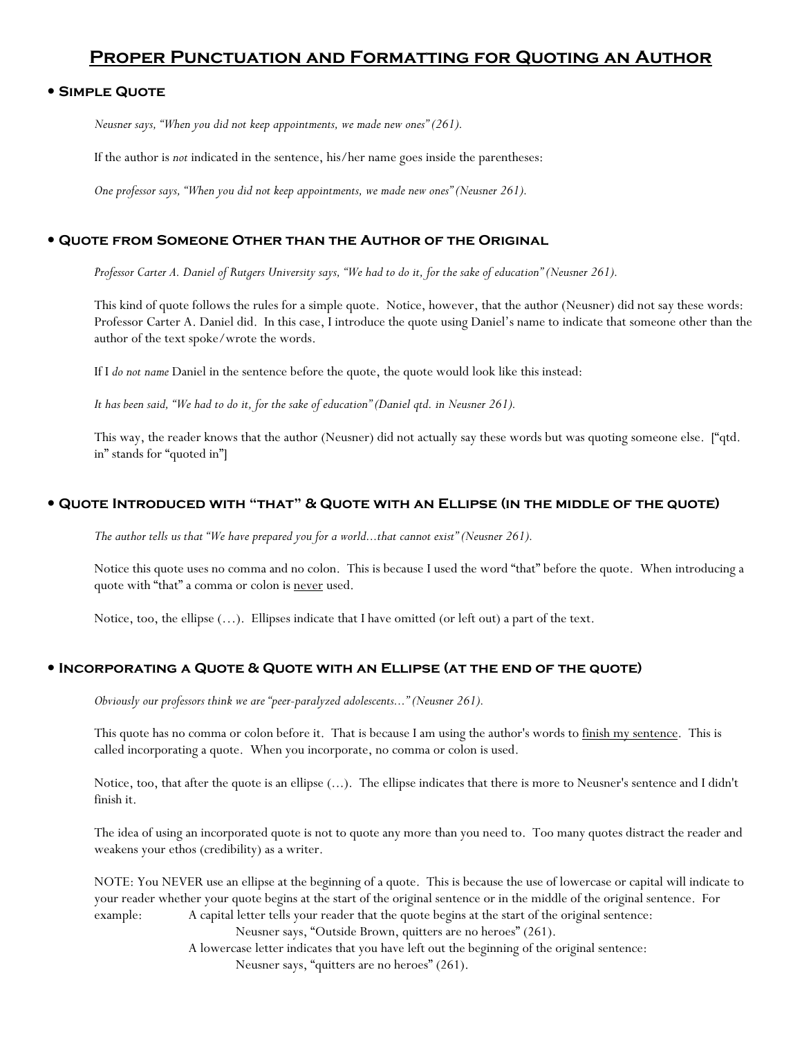# Proper Punctuation and Formatting for Quoting an Author

## • Simple Quote

*Neusner says, "When you did not keep appointments, we made new ones" (261).*

If the author is *not* indicated in the sentence, his/her name goes inside the parentheses:

*One professor says, "When you did not keep appointments, we made new ones" (Neusner 261).*

## • Quote from Someone Other than the Author of the Original

*Professor Carter A. Daniel of Rutgers University says, "We had to do it, for the sake of education" (Neusner 261).*

This kind of quote follows the rules for a simple quote. Notice, however, that the author (Neusner) did not say these words: Professor Carter A. Daniel did. In this case, I introduce the quote using Daniel's name to indicate that someone other than the author of the text spoke/wrote the words.

If I *do not name* Daniel in the sentence before the quote, the quote would look like this instead:

*It has been said, "We had to do it, for the sake of education" (Daniel qtd. in Neusner 261).*

This way, the reader knows that the author (Neusner) did not actually say these words but was quoting someone else. ["qtd. in" stands for "quoted in"]

## • Quote Introduced with "that" & Quote with an Ellipse (in the middle of the quote)

*The author tells us that "We have prepared you for a world...that cannot exist" (Neusner 261).*

Notice this quote uses no comma and no colon. This is because I used the word "that" before the quote. When introducing a quote with "that" a comma or colon is <u>never</u> used.

Notice, too, the ellipse (…). Ellipses indicate that I have omitted (or left out) a part of the text.

## • Incorporating a Quote & Quote with an Ellipse (at the end of the quote)

*Obviously our professors think we are "peer-paralyzed adolescents..." (Neusner 261).*

This quote has no comma or colon before it. That is because I am using the author's words to <u>finish my sentence</u>. This is called incorporating a quote. When you incorporate, no comma or colon is used.

Notice, too, that after the quote is an ellipse (…). The ellipse indicates that there is more to Neusner's sentence and I didn't finish it.

The idea of using an incorporated quote is not to quote any more than you need to. Too many quotes distract the reader and weakens your ethos (credibility) as a writer.

NOTE: You NEVER use an ellipse at the beginning of a quote. This is because the use of lowercase or capital will indicate to your reader whether your quote begins at the start of the original sentence or in the middle of the original sentence. For example: A capital letter tells your reader that the quote begins at the start of the original sentence:

Neusner says, "Outside Brown, quitters are no heroes" (261).

A lowercase letter indicates that you have left out the beginning of the original sentence:

Neusner says, "quitters are no heroes" (261).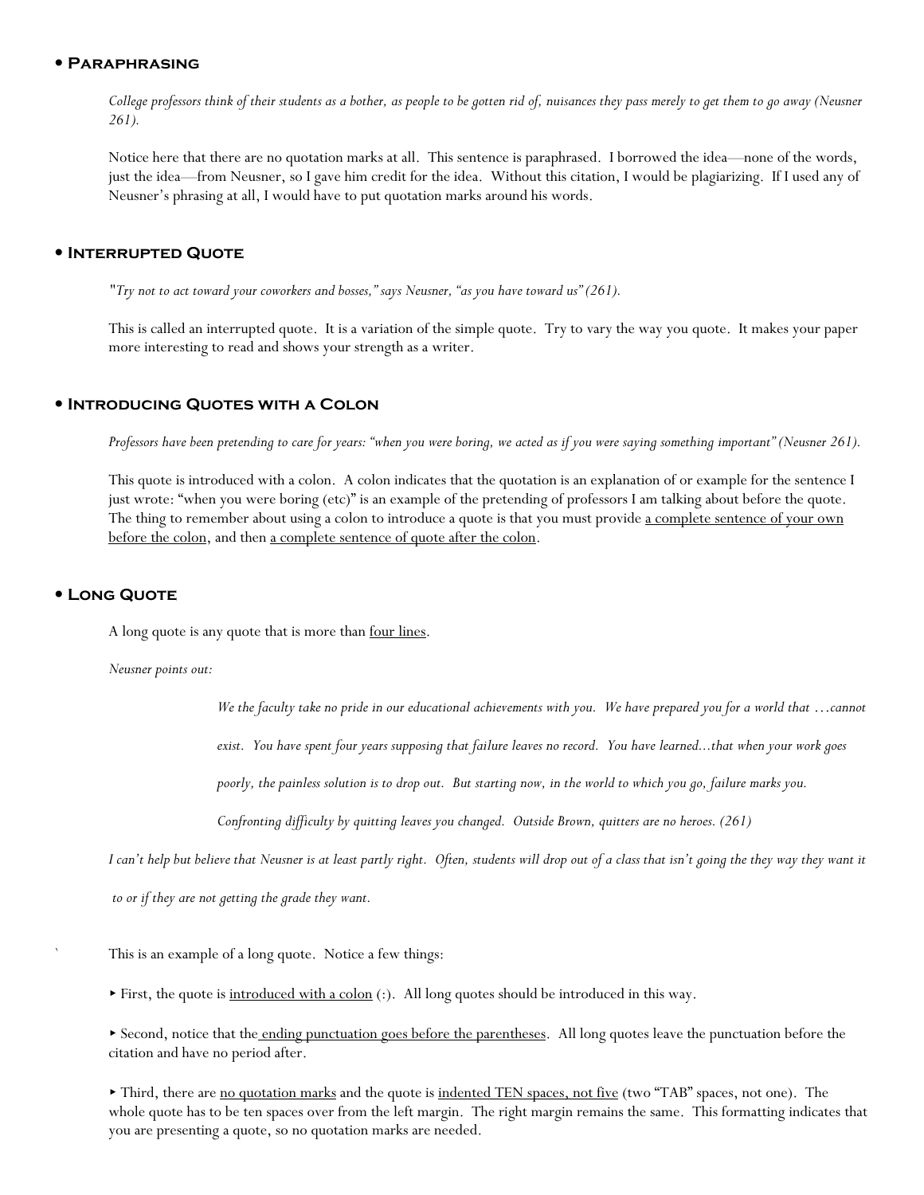## • Paraphrasing

*College professors think of their students as a bother, as people to be gotten rid of, nuisances they pass merely to get them to go away (Neusner 261).*

Notice here that there are no quotation marks at all. This sentence is paraphrased. I borrowed the idea—none of the words, just the idea—from Neusner, so I gave him credit for the idea. Without this citation, I would be plagiarizing. If I used any of Neusner's phrasing at all, I would have to put quotation marks around his words.

## • Interrupted Quote

*"Try not to act toward your coworkers and bosses," says Neusner, "as you have toward us" (261).*

This is called an interrupted quote. It is a variation of the simple quote. Try to vary the way you quote. It makes your paper more interesting to read and shows your strength as a writer.

## • Introducing Quotes with a Colon

*Professors have been pretending to care for years: "when you were boring, we acted as if you were saying something important" (Neusner 261).*

This quote is introduced with a colon. A colon indicates that the quotation is an explanation of or example for the sentence I just wrote: "when you were boring (etc)" is an example of the pretending of professors I am talking about before the quote. The thing to remember about using a colon to introduce a quote is that you must provide <u>a complete sentence of your own before the colon</u>, and then <u>a complete sentence of quote after the colon</u>.

## • Long Quote

A long quote is any quote that is more than <u>four lines</u>.

*Neusner points out:*

> *We the faculty take no pride in our educational achievements with you. We have prepared you for a world that …cannot exist. You have spent four years supposing that failure leaves no record. You have learned...that when your work goes poorly, the painless solution is to drop out. But starting now, in the world to which you go, failure marks you. Confronting difficulty by quitting leaves you changed. Outside Brown, quitters are no heroes. (261)*

*I can't help but believe that Neusner is at least partly right. Often, students will drop out of a class that isn't going the they way they want it to or if they are not getting the grade they want.*

This is an example of a long quote. Notice a few things:

‣ First, the quote is <u>introduced with a colon</u> (:). All long quotes should be introduced in this way.

‣ Second, notice that the<u> ending punctuation goes before the parentheses</u>. All long quotes leave the punctuation before the citation and have no period after.

‣ Third, there are <u>no quotation marks</u> and the quote is <u>indented TEN spaces, not five</u> (two "TAB" spaces, not one). The whole quote has to be ten spaces over from the left margin. The right margin remains the same. This formatting indicates that you are presenting a quote, so no quotation marks are needed.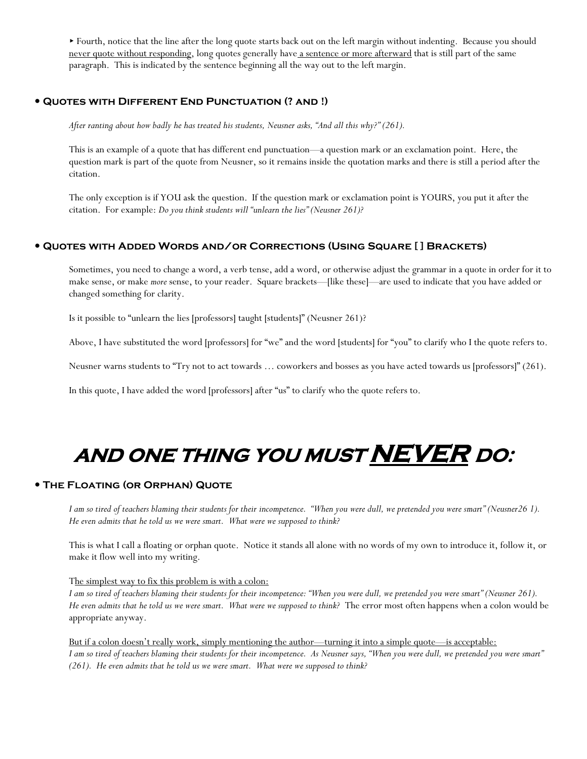‣ Fourth, notice that the line after the long quote starts back out on the left margin without indenting. Because you should never quote without responding, long quotes generally have a sentence or more afterward that is still part of the same paragraph. This is indicated by the sentence beginning all the way out to the left margin.

## • Quotes with Different End Punctuation (? and !)

*After ranting about how badly he has treated his students, Neusner asks, "And all this why?" (261).*

This is an example of a quote that has different end punctuation—a question mark or an exclamation point. Here, the question mark is part of the quote from Neusner, so it remains inside the quotation marks and there is still a period after the citation.

The only exception is if YOU ask the question. If the question mark or exclamation point is YOURS, you put it after the citation. For example: *Do you think students will "unlearn the lies" (Neusner 261)?*

## • Quotes with Added Words and/or Corrections (Using Square [ ] Brackets)

Sometimes, you need to change a word, a verb tense, add a word, or otherwise adjust the grammar in a quote in order for it to make sense, or make *more* sense, to your reader. Square brackets—[like these]—are used to indicate that you have added or changed something for clarity.

Is it possible to "unlearn the lies [professors] taught [students]" (Neusner 261)?

Above, I have substituted the word [professors] for "we" and the word [students] for "you" to clarify who I the quote refers to.

Neusner warns students to "Try not to act towards … coworkers and bosses as you have acted towards us [professors]" (261).

In this quote, I have added the word [professors] after "us" to clarify who the quote refers to.

# And one thing you must <u>NEVER</u> do:

## • The Floating (or Orphan) Quote

*I am so tired of teachers blaming their students for their incompetence. "When you were dull, we pretended you were smart" (Neusner26 1). He even admits that he told us we were smart. What were we supposed to think?*

This is what I call a floating or orphan quote. Notice it stands all alone with no words of my own to introduce it, follow it, or make it flow well into my writing.

<u>The simplest way to fix this problem is with a colon:</u>
*I am so tired of teachers blaming their students for their incompetence: "When you were dull, we pretended you were smart" (Neusner 261). He even admits that he told us we were smart. What were we supposed to think?* The error most often happens when a colon would be appropriate anyway.

<u>But if a colon doesn't really work, simply mentioning the author—turning it into a simple quote—is acceptable:</u>
*I am so tired of teachers blaming their students for their incompetence. As Neusner says, "When you were dull, we pretended you were smart" (261). He even admits that he told us we were smart. What were we supposed to think?*